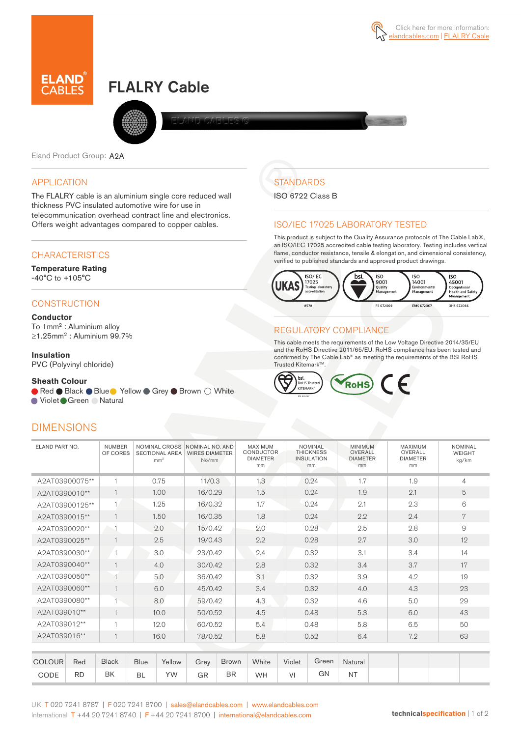Click here for more information: elandcables.com | FLALRY Cable

ELAND® CABLES

# FLALRY Cable

Eland Product Group: A2A

## APPLICATION

The FLALRY cable is an aluminium single core reduced wall thickness PVC insulated automotive wire for use in telecommunication overhead contract line and electronics. Offers weight advantages compared to copper cables.

## CHARACTERISTICS

**Temperature Rating**
-40°C to +105°C

## CONSTRUCTION

**Conductor**
To 1mm$^2$ : Aluminium alloy
≥1.25mm$^2$ : Aluminium 99.7%

**Insulation**
PVC (Polyvinyl chloride)

**Sheath Colour**
Red, Black, Blue, Yellow, Grey, Brown, White, Violet, Green, Natural

## STANDARDS

ISO 6722 Class B

## ISO/IEC 17025 LABORATORY TESTED

This product is subject to the Quality Assurance protocols of The Cable Lab®, an ISO/IEC 17025 accredited cable testing laboratory. Testing includes vertical flame, conductor resistance, tensile & elongation, and dimensional consistency, verified to published standards and approved product drawings.

UKAS ISO/IEC 17025 Testing laboratory accreditation 8578 | bsi. ISO 9001 Quality Management FS 672069 | ISO 14001 Environmental Management EMS 672067 | ISO 45001 Occupational Health and Safety Management OHS 672066

## REGULATORY COMPLIANCE

This cable meets the requirements of the Low Voltage Directive 2014/35/EU and the RoHS Directive 2011/65/EU. RoHS compliance has been tested and confirmed by The Cable Lab® as meeting the requirements of the BSI RoHS Trusted Kitemark™.

## DIMENSIONS

| ELAND PART NO. | NUMBER OF CORES | NOMINAL CROSS SECTIONAL AREA mm$^2$ | NOMINAL NO. AND WIRES DIAMETER No/mm | MAXIMUM CONDUCTOR DIAMETER mm | NOMINAL THICKNESS INSULATION mm | MINIMUM OVERALL DIAMETER mm | MAXIMUM OVERALL DIAMETER mm | NOMINAL WEIGHT kg/km |
|---|---|---|---|---|---|---|---|---|
| A2AT03900075** | 1 | 0.75 | 11/0.3 | 1.3 | 0.24 | 1.7 | 1.9 | 4 |
| A2AT0390010** | 1 | 1.00 | 16/0.29 | 1.5 | 0.24 | 1.9 | 2.1 | 5 |
| A2AT03900125** | 1 | 1.25 | 16/0.32 | 1.7 | 0.24 | 2.1 | 2.3 | 6 |
| A2AT0390015** | 1 | 1.50 | 16/0.35 | 1.8 | 0.24 | 2.2 | 2.4 | 7 |
| A2AT0390020** | 1 | 2.0 | 15/0.42 | 2.0 | 0.28 | 2.5 | 2.8 | 9 |
| A2AT0390025** | 1 | 2.5 | 19/0.43 | 2.2 | 0.28 | 2.7 | 3.0 | 12 |
| A2AT0390030** | 1 | 3.0 | 23/0.42 | 2.4 | 0.32 | 3.1 | 3.4 | 14 |
| A2AT0390040** | 1 | 4.0 | 30/0.42 | 2.8 | 0.32 | 3.4 | 3.7 | 17 |
| A2AT0390050** | 1 | 5.0 | 36/0.42 | 3.1 | 0.32 | 3.9 | 4.2 | 19 |
| A2AT0390060** | 1 | 6.0 | 45/0.42 | 3.4 | 0.32 | 4.0 | 4.3 | 23 |
| A2AT0390080** | 1 | 8.0 | 59/0.42 | 4.3 | 0.32 | 4.6 | 5.0 | 29 |
| A2AT039010** | 1 | 10.0 | 50/0.52 | 4.5 | 0.48 | 5.3 | 6.0 | 43 |
| A2AT039012** | 1 | 12.0 | 60/0.52 | 5.4 | 0.48 | 5.8 | 6.5 | 50 |
| A2AT039016** | 1 | 16.0 | 78/0.52 | 5.8 | 0.52 | 6.4 | 7.2 | 63 |

| COLOUR | Red | Black | Blue | Yellow | Grey | Brown | White | Violet | Green | Natural |
|---|---|---|---|---|---|---|---|---|---|---|
| CODE | RD | BK | BL | YW | GR | BR | WH | VI | GN | NT |

UK T 020 7241 8787 | F 020 7241 8700 | sales@elandcables.com | www.elandcables.com
International T +44 20 7241 8740 | F +44 20 7241 8700 | international@elandcables.com

technicalspecification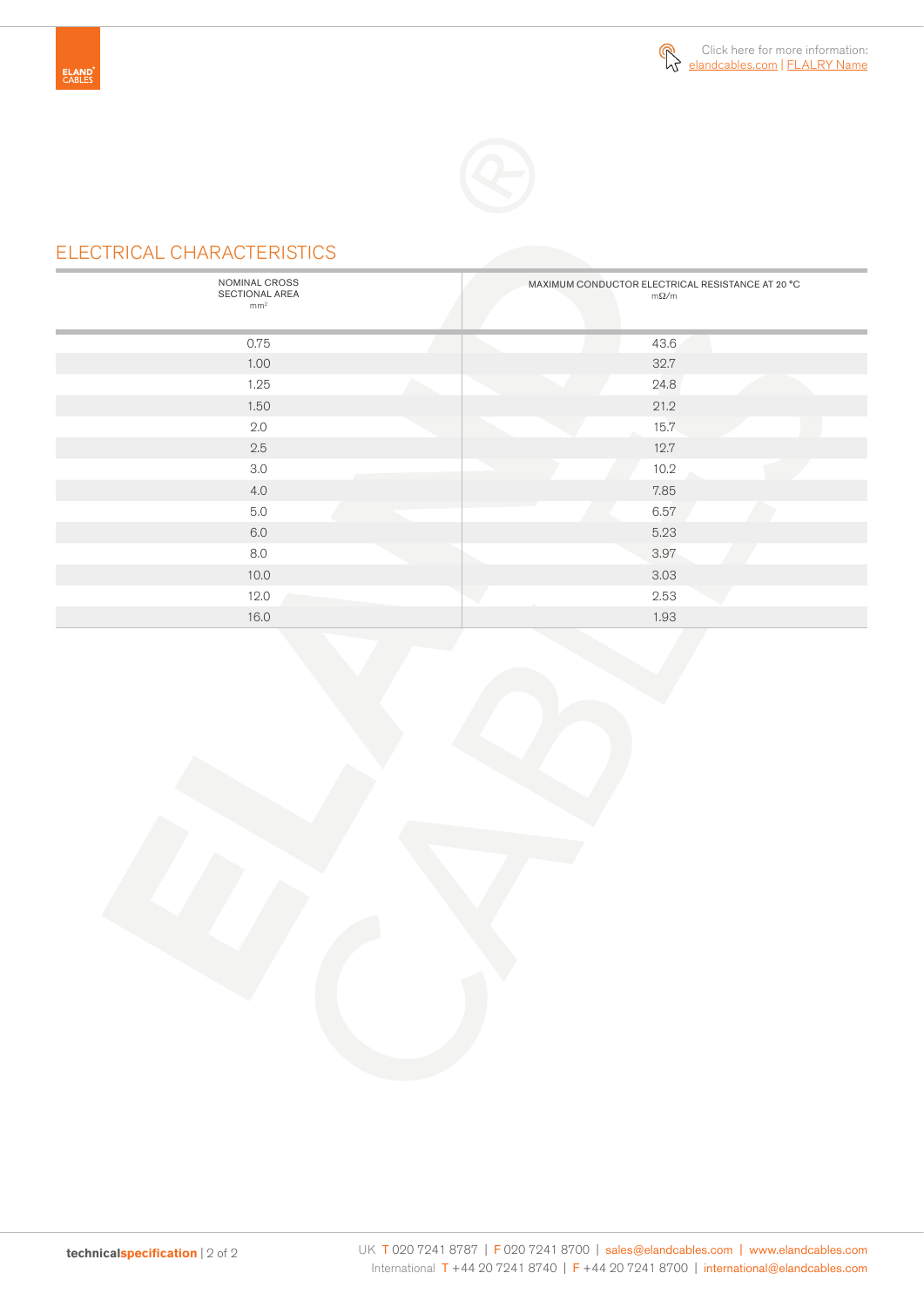## ELECTRICAL CHARACTERISTICS

| NOMINAL CROSS SECTIONAL AREA $mm^2$ | MAXIMUM CONDUCTOR ELECTRICAL RESISTANCE AT 20 °C mΩ/m |
|---|---|
| 0.75 | 43.6 |
| 1.00 | 32.7 |
| 1.25 | 24.8 |
| 1.50 | 21.2 |
| 2.0 | 15.7 |
| 2.5 | 12.7 |
| 3.0 | 10.2 |
| 4.0 | 7.85 |
| 5.0 | 6.57 |
| 6.0 | 5.23 |
| 8.0 | 3.97 |
| 10.0 | 3.03 |
| 12.0 | 2.53 |
| 16.0 | 1.93 |